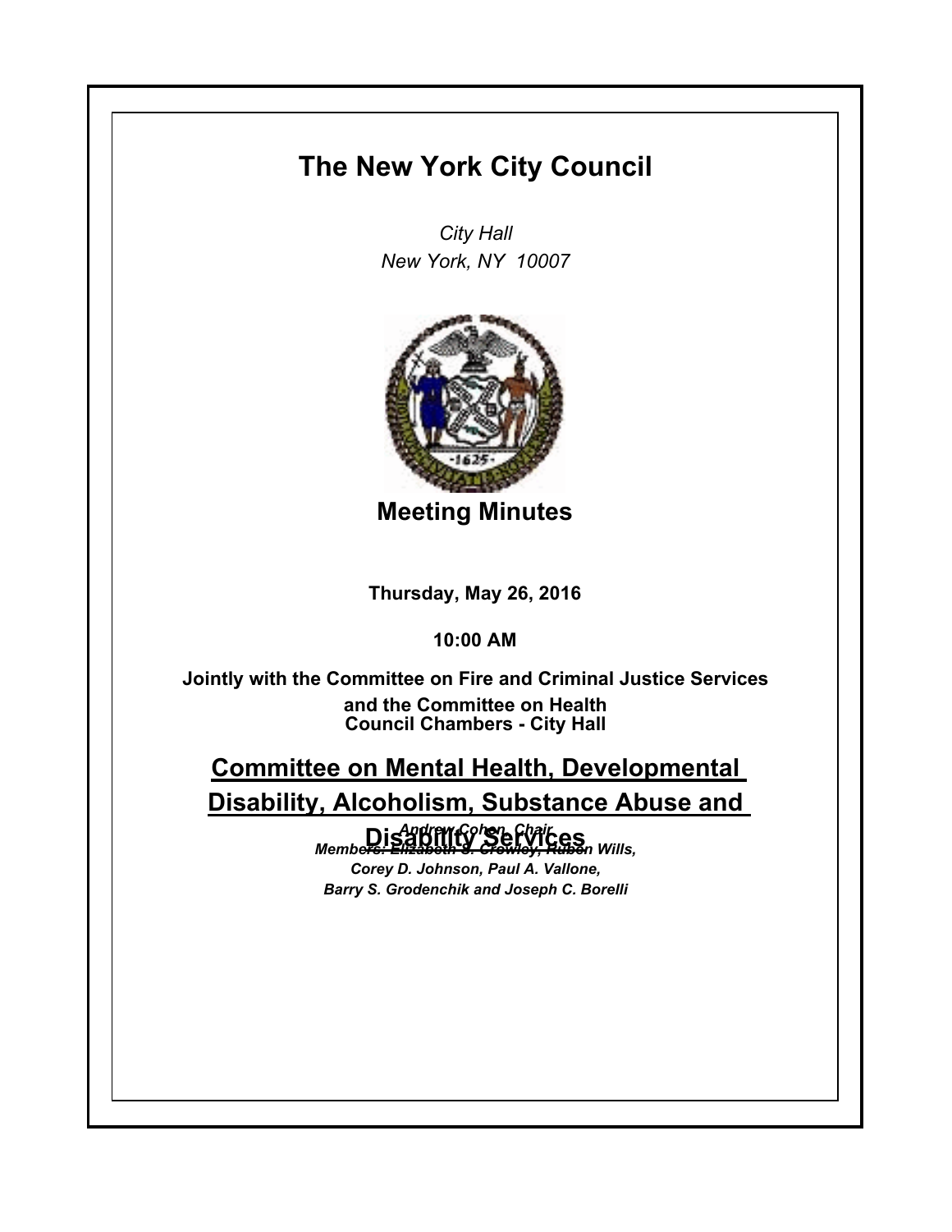# The New York City Council

*City Hall*
*New York, NY 10007*

## Meeting Minutes

**Thursday, May 26, 2016**

**10:00 AM**

**Jointly with the Committee on Fire and Criminal Justice Services and the Committee on Health**
**Council Chambers - City Hall**

## Committee on Mental Health, Developmental Disability, Alcoholism, Substance Abuse and Disability Services

*Andrew Cohen, Chair*
*Members: Elizabeth S. Crowley, Ruben Wills, Corey D. Johnson, Paul A. Vallone, Barry S. Grodenchik and Joseph C. Borelli*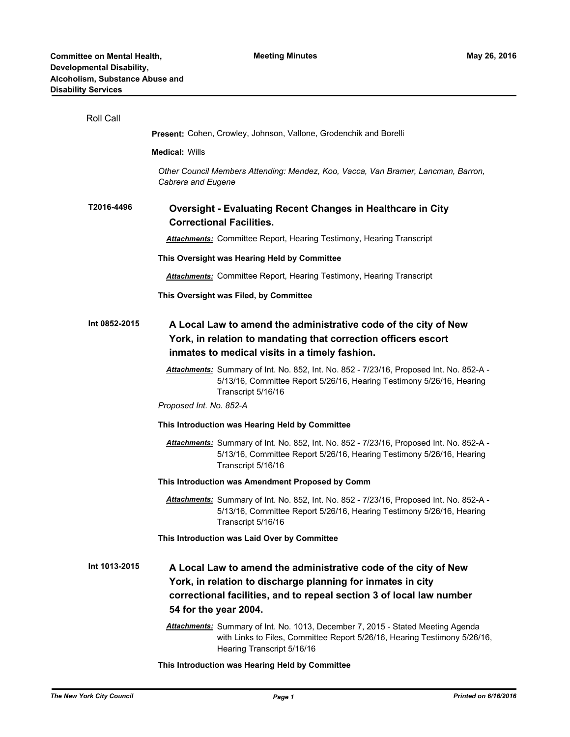Roll Call

**Present:** Cohen, Crowley, Johnson, Vallone, Grodenchik and Borelli

**Medical:** Wills

*Other Council Members Attending: Mendez, Koo, Vacca, Van Bramer, Lancman, Barron, Cabrera and Eugene*

**T2016-4496** **Oversight - Evaluating Recent Changes in Healthcare in City Correctional Facilities.**

***Attachments:*** Committee Report, Hearing Testimony, Hearing Transcript

**This Oversight was Hearing Held by Committee**

***Attachments:*** Committee Report, Hearing Testimony, Hearing Transcript

**This Oversight was Filed, by Committee**

**Int 0852-2015** **A Local Law to amend the administrative code of the city of New York, in relation to mandating that correction officers escort inmates to medical visits in a timely fashion.**

***Attachments:*** Summary of Int. No. 852, Int. No. 852 - 7/23/16, Proposed Int. No. 852-A - 5/13/16, Committee Report 5/26/16, Hearing Testimony 5/26/16, Hearing Transcript 5/16/16

*Proposed Int. No. 852-A*

**This Introduction was Hearing Held by Committee**

***Attachments:*** Summary of Int. No. 852, Int. No. 852 - 7/23/16, Proposed Int. No. 852-A - 5/13/16, Committee Report 5/26/16, Hearing Testimony 5/26/16, Hearing Transcript 5/16/16

**This Introduction was Amendment Proposed by Comm**

***Attachments:*** Summary of Int. No. 852, Int. No. 852 - 7/23/16, Proposed Int. No. 852-A - 5/13/16, Committee Report 5/26/16, Hearing Testimony 5/26/16, Hearing Transcript 5/16/16

**This Introduction was Laid Over by Committee**

**Int 1013-2015** **A Local Law to amend the administrative code of the city of New York, in relation to discharge planning for inmates in city correctional facilities, and to repeal section 3 of local law number 54 for the year 2004.**

***Attachments:*** Summary of Int. No. 1013, December 7, 2015 - Stated Meeting Agenda with Links to Files, Committee Report 5/26/16, Hearing Testimony 5/26/16, Hearing Transcript 5/16/16

**This Introduction was Hearing Held by Committee**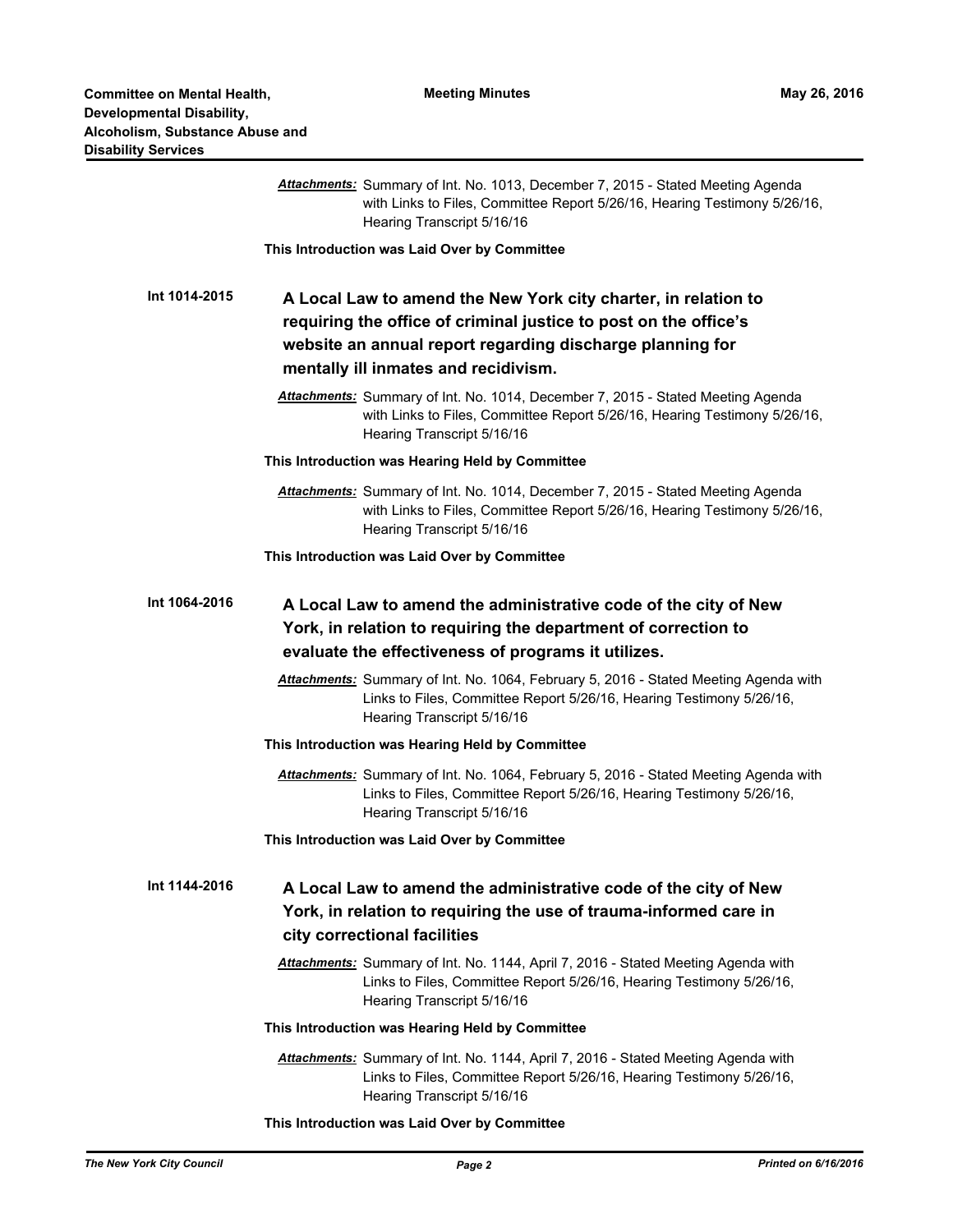***Attachments:*** Summary of Int. No. 1013, December 7, 2015 - Stated Meeting Agenda with Links to Files, Committee Report 5/26/16, Hearing Testimony 5/26/16, Hearing Transcript 5/16/16

**This Introduction was Laid Over by Committee**

**Int 1014-2015** **A Local Law to amend the New York city charter, in relation to requiring the office of criminal justice to post on the office's website an annual report regarding discharge planning for mentally ill inmates and recidivism.**

***Attachments:*** Summary of Int. No. 1014, December 7, 2015 - Stated Meeting Agenda with Links to Files, Committee Report 5/26/16, Hearing Testimony 5/26/16, Hearing Transcript 5/16/16

**This Introduction was Hearing Held by Committee**

***Attachments:*** Summary of Int. No. 1014, December 7, 2015 - Stated Meeting Agenda with Links to Files, Committee Report 5/26/16, Hearing Testimony 5/26/16, Hearing Transcript 5/16/16

**This Introduction was Laid Over by Committee**

**Int 1064-2016** **A Local Law to amend the administrative code of the city of New York, in relation to requiring the department of correction to evaluate the effectiveness of programs it utilizes.**

***Attachments:*** Summary of Int. No. 1064, February 5, 2016 - Stated Meeting Agenda with Links to Files, Committee Report 5/26/16, Hearing Testimony 5/26/16, Hearing Transcript 5/16/16

**This Introduction was Hearing Held by Committee**

***Attachments:*** Summary of Int. No. 1064, February 5, 2016 - Stated Meeting Agenda with Links to Files, Committee Report 5/26/16, Hearing Testimony 5/26/16, Hearing Transcript 5/16/16

**This Introduction was Laid Over by Committee**

**Int 1144-2016** **A Local Law to amend the administrative code of the city of New York, in relation to requiring the use of trauma-informed care in city correctional facilities**

***Attachments:*** Summary of Int. No. 1144, April 7, 2016 - Stated Meeting Agenda with Links to Files, Committee Report 5/26/16, Hearing Testimony 5/26/16, Hearing Transcript 5/16/16

**This Introduction was Hearing Held by Committee**

***Attachments:*** Summary of Int. No. 1144, April 7, 2016 - Stated Meeting Agenda with Links to Files, Committee Report 5/26/16, Hearing Testimony 5/26/16, Hearing Transcript 5/16/16

**This Introduction was Laid Over by Committee**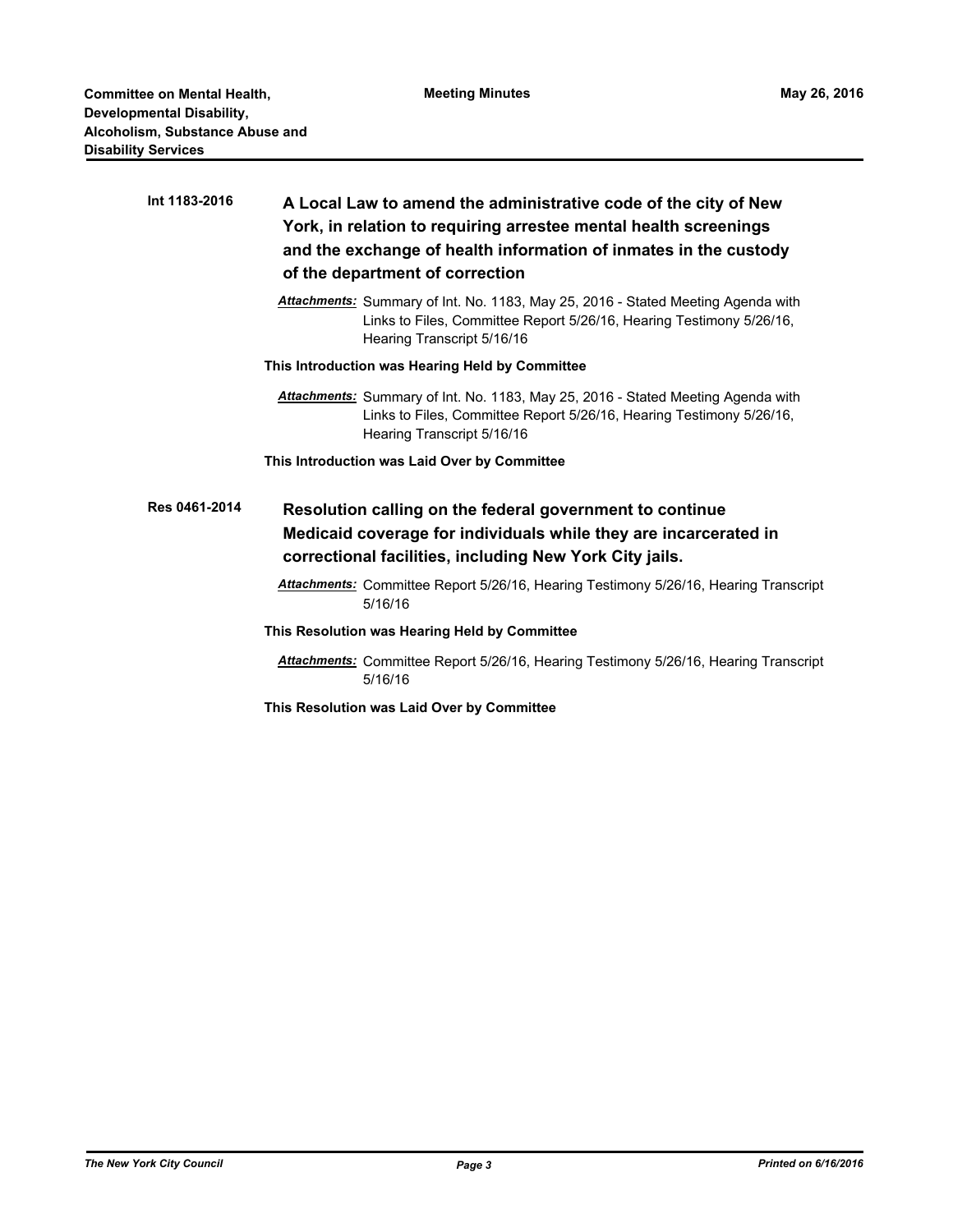**Int 1183-2016** **A Local Law to amend the administrative code of the city of New York, in relation to requiring arrestee mental health screenings and the exchange of health information of inmates in the custody of the department of correction**

*Attachments:* Summary of Int. No. 1183, May 25, 2016 - Stated Meeting Agenda with Links to Files, Committee Report 5/26/16, Hearing Testimony 5/26/16, Hearing Transcript 5/16/16

**This Introduction was Hearing Held by Committee**

*Attachments:* Summary of Int. No. 1183, May 25, 2016 - Stated Meeting Agenda with Links to Files, Committee Report 5/26/16, Hearing Testimony 5/26/16, Hearing Transcript 5/16/16

**This Introduction was Laid Over by Committee**

**Res 0461-2014** **Resolution calling on the federal government to continue Medicaid coverage for individuals while they are incarcerated in correctional facilities, including New York City jails.**

*Attachments:* Committee Report 5/26/16, Hearing Testimony 5/26/16, Hearing Transcript 5/16/16

**This Resolution was Hearing Held by Committee**

*Attachments:* Committee Report 5/26/16, Hearing Testimony 5/26/16, Hearing Transcript 5/16/16

**This Resolution was Laid Over by Committee**